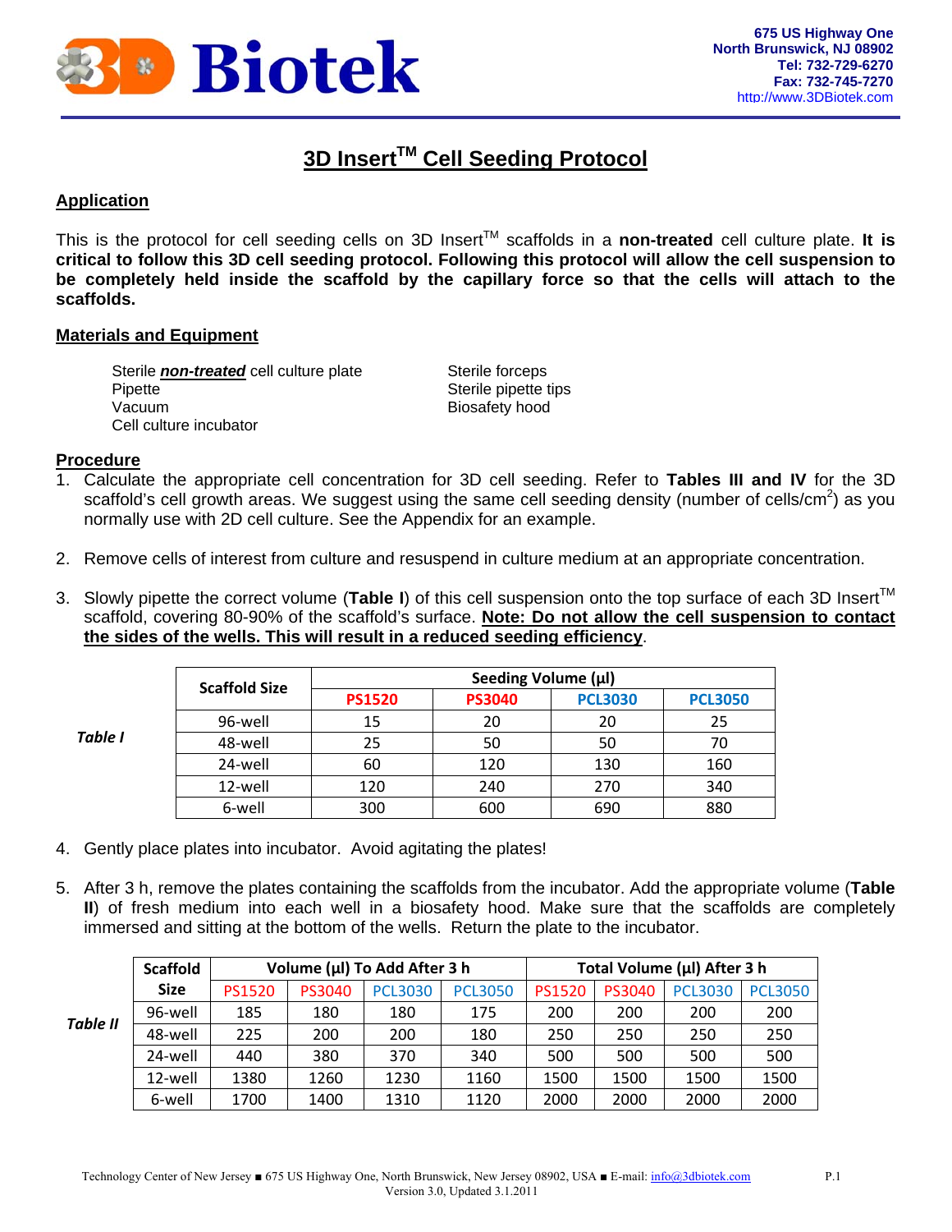# 3D Insert™ Cell Seeding Protocol

## Application

This is the protocol for cell seeding cells on 3D Insert™ scaffolds in a **non-treated** cell culture plate. **It is critical to follow this 3D cell seeding protocol. Following this protocol will allow the cell suspension to be completely held inside the scaffold by the capillary force so that the cells will attach to the scaffolds.**

## Materials and Equipment

- Sterile ***non-treated*** cell culture plate
- Pipette
- Vacuum
- Cell culture incubator
- Sterile forceps
- Sterile pipette tips
- Biosafety hood

## Procedure

1. Calculate the appropriate cell concentration for 3D cell seeding. Refer to **Tables III and IV** for the 3D scaffold's cell growth areas. We suggest using the same cell seeding density (number of cells/$cm^2$) as you normally use with 2D cell culture. See the Appendix for an example.

2. Remove cells of interest from culture and resuspend in culture medium at an appropriate concentration.

3. Slowly pipette the correct volume (**Table I**) of this cell suspension onto the top surface of each 3D Insert™ scaffold, covering 80-90% of the scaffold's surface. **Note: Do not allow the cell suspension to contact the sides of the wells. This will result in a reduced seeding efficiency**.

***Table I***

| Scaffold Size | Seeding Volume (µl) | | | |
|---|---|---|---|---|
| | PS1520 | PS3040 | PCL3030 | PCL3050 |
| 96-well | 15 | 20 | 20 | 25 |
| 48-well | 25 | 50 | 50 | 70 |
| 24-well | 60 | 120 | 130 | 160 |
| 12-well | 120 | 240 | 270 | 340 |
| 6-well | 300 | 600 | 690 | 880 |

4. Gently place plates into incubator. Avoid agitating the plates!

5. After 3 h, remove the plates containing the scaffolds from the incubator. Add the appropriate volume (**Table II**) of fresh medium into each well in a biosafety hood. Make sure that the scaffolds are completely immersed and sitting at the bottom of the wells. Return the plate to the incubator.

***Table II***

| Scaffold Size | Volume (µl) To Add After 3 h | | | | Total Volume (µl) After 3 h | | | |
|---|---|---|---|---|---|---|---|---|
| | PS1520 | PS3040 | PCL3030 | PCL3050 | PS1520 | PS3040 | PCL3030 | PCL3050 |
| 96-well | 185 | 180 | 180 | 175 | 200 | 200 | 200 | 200 |
| 48-well | 225 | 200 | 200 | 180 | 250 | 250 | 250 | 250 |
| 24-well | 440 | 380 | 370 | 340 | 500 | 500 | 500 | 500 |
| 12-well | 1380 | 1260 | 1230 | 1160 | 1500 | 1500 | 1500 | 1500 |
| 6-well | 1700 | 1400 | 1310 | 1120 | 2000 | 2000 | 2000 | 2000 |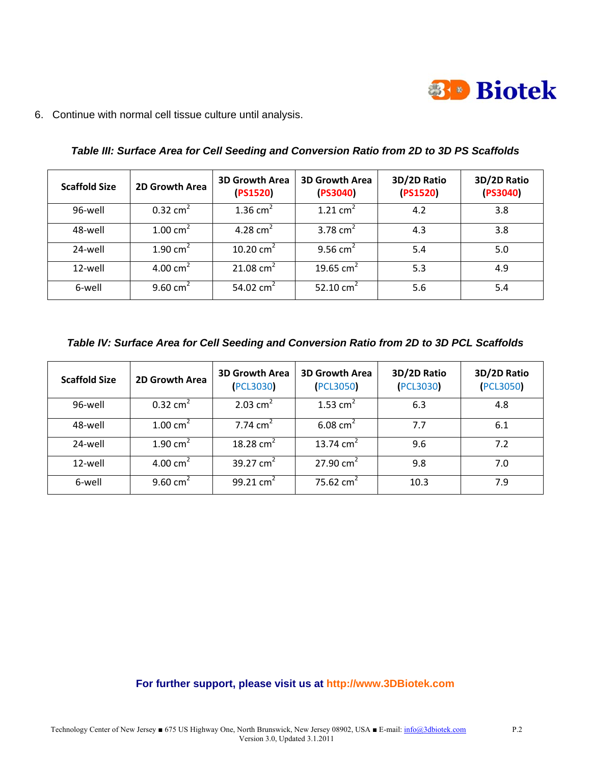6. Continue with normal cell tissue culture until analysis.

***Table III: Surface Area for Cell Seeding and Conversion Ratio from 2D to 3D PS Scaffolds***

| Scaffold Size | 2D Growth Area | 3D Growth Area (PS1520) | 3D Growth Area (PS3040) | 3D/2D Ratio (PS1520) | 3D/2D Ratio (PS3040) |
|---|---|---|---|---|---|
| 96-well | 0.32 $cm^2$ | 1.36 $cm^2$ | 1.21 $cm^2$ | 4.2 | 3.8 |
| 48-well | 1.00 $cm^2$ | 4.28 $cm^2$ | 3.78 $cm^2$ | 4.3 | 3.8 |
| 24-well | 1.90 $cm^2$ | 10.20 $cm^2$ | 9.56 $cm^2$ | 5.4 | 5.0 |
| 12-well | 4.00 $cm^2$ | 21.08 $cm^2$ | 19.65 $cm^2$ | 5.3 | 4.9 |
| 6-well | 9.60 $cm^2$ | 54.02 $cm^2$ | 52.10 $cm^2$ | 5.6 | 5.4 |

***Table IV: Surface Area for Cell Seeding and Conversion Ratio from 2D to 3D PCL Scaffolds***

| Scaffold Size | 2D Growth Area | 3D Growth Area (PCL3030) | 3D Growth Area (PCL3050) | 3D/2D Ratio (PCL3030) | 3D/2D Ratio (PCL3050) |
|---|---|---|---|---|---|
| 96-well | 0.32 $cm^2$ | 2.03 $cm^2$ | 1.53 $cm^2$ | 6.3 | 4.8 |
| 48-well | 1.00 $cm^2$ | 7.74 $cm^2$ | 6.08 $cm^2$ | 7.7 | 6.1 |
| 24-well | 1.90 $cm^2$ | 18.28 $cm^2$ | 13.74 $cm^2$ | 9.6 | 7.2 |
| 12-well | 4.00 $cm^2$ | 39.27 $cm^2$ | 27.90 $cm^2$ | 9.8 | 7.0 |
| 6-well | 9.60 $cm^2$ | 99.21 $cm^2$ | 75.62 $cm^2$ | 10.3 | 7.9 |

**For further support, please visit us at http://www.3DBiotek.com**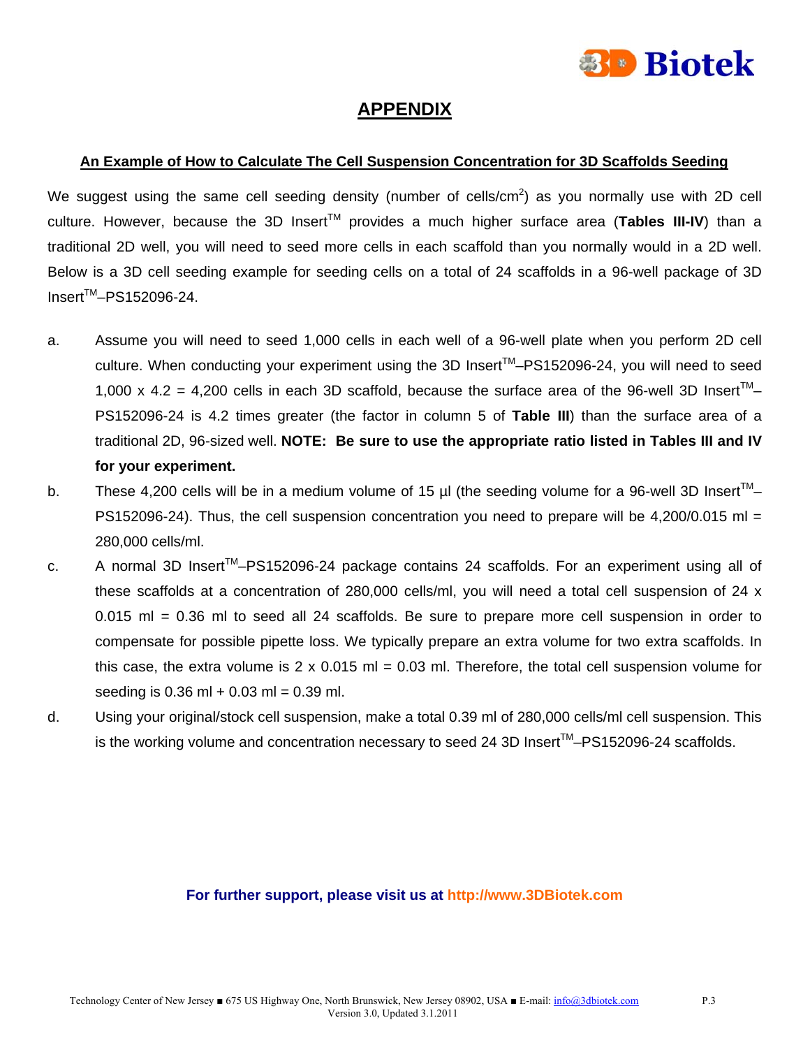# APPENDIX

**An Example of How to Calculate The Cell Suspension Concentration for 3D Scaffolds Seeding**

We suggest using the same cell seeding density (number of cells/$cm^2$) as you normally use with 2D cell culture. However, because the 3D Insert™ provides a much higher surface area (**Tables III-IV**) than a traditional 2D well, you will need to seed more cells in each scaffold than you normally would in a 2D well. Below is a 3D cell seeding example for seeding cells on a total of 24 scaffolds in a 96-well package of 3D Insert™–PS152096-24.

a. Assume you will need to seed 1,000 cells in each well of a 96-well plate when you perform 2D cell culture. When conducting your experiment using the 3D Insert™–PS152096-24, you will need to seed 1,000 x 4.2 = 4,200 cells in each 3D scaffold, because the surface area of the 96-well 3D Insert™–PS152096-24 is 4.2 times greater (the factor in column 5 of **Table III**) than the surface area of a traditional 2D, 96-sized well. **NOTE: Be sure to use the appropriate ratio listed in Tables III and IV for your experiment.**

b. These 4,200 cells will be in a medium volume of 15 µl (the seeding volume for a 96-well 3D Insert™–PS152096-24). Thus, the cell suspension concentration you need to prepare will be 4,200/0.015 ml = 280,000 cells/ml.

c. A normal 3D Insert™–PS152096-24 package contains 24 scaffolds. For an experiment using all of these scaffolds at a concentration of 280,000 cells/ml, you will need a total cell suspension of 24 x 0.015 ml = 0.36 ml to seed all 24 scaffolds. Be sure to prepare more cell suspension in order to compensate for possible pipette loss. We typically prepare an extra volume for two extra scaffolds. In this case, the extra volume is 2 x 0.015 ml = 0.03 ml. Therefore, the total cell suspension volume for seeding is 0.36 ml + 0.03 ml = 0.39 ml.

d. Using your original/stock cell suspension, make a total 0.39 ml of 280,000 cells/ml cell suspension. This is the working volume and concentration necessary to seed 24 3D Insert™–PS152096-24 scaffolds.

**For further support, please visit us at http://www.3DBiotek.com**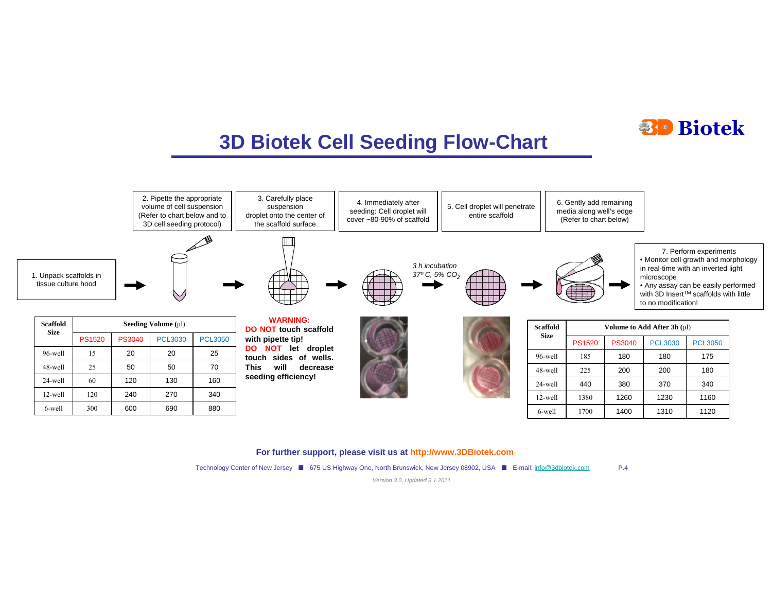# 3D Biotek Cell Seeding Flow-Chart

1. Unpack scaffolds in tissue culture hood

2. Pipette the appropriate volume of cell suspension (Refer to chart below and to 3D cell seeding protocol)

3. Carefully place suspension droplet onto the center of the scaffold surface

4. Immediately after seeding: Cell droplet will cover ~80-90% of scaffold

*3 h incubation*
*37º C, 5% $CO_2$*

5. Cell droplet will penetrate entire scaffold

6. Gently add remaining media along well's edge (Refer to chart below)

7. Perform experiments
- Monitor cell growth and morphology in real-time with an inverted light microscope
- Any assay can be easily performed with 3D Insert™ scaffolds with little to no modification!

| Scaffold Size | Seeding Volume (µl) | | | |
|---|---|---|---|---|
| | PS1520 | PS3040 | PCL3030 | PCL3050 |
| 96-well | 15 | 20 | 20 | 25 |
| 48-well | 25 | 50 | 50 | 70 |
| 24-well | 60 | 120 | 130 | 160 |
| 12-well | 120 | 240 | 270 | 340 |
| 6-well | 300 | 600 | 690 | 880 |

**WARNING:**
**DO NOT touch scaffold with pipette tip!**
**DO NOT let droplet touch sides of wells. This will decrease seeding efficiency!**

| Scaffold Size | Volume to Add After 3h (µl) | | | |
|---|---|---|---|---|
| | PS1520 | PS3040 | PCL3030 | PCL3050 |
| 96-well | 185 | 180 | 180 | 175 |
| 48-well | 225 | 200 | 200 | 180 |
| 24-well | 440 | 380 | 370 | 340 |
| 12-well | 1380 | 1260 | 1230 | 1160 |
| 6-well | 1700 | 1400 | 1310 | 1120 |

**For further support, please visit us at http://www.3DBiotek.com**

Technology Center of New Jersey ■ 675 US Highway One, North Brunswick, New Jersey 08902, USA ■ E-mail: info@3dbiotek.com

*Version 3.0, Updated 3.1.2011*